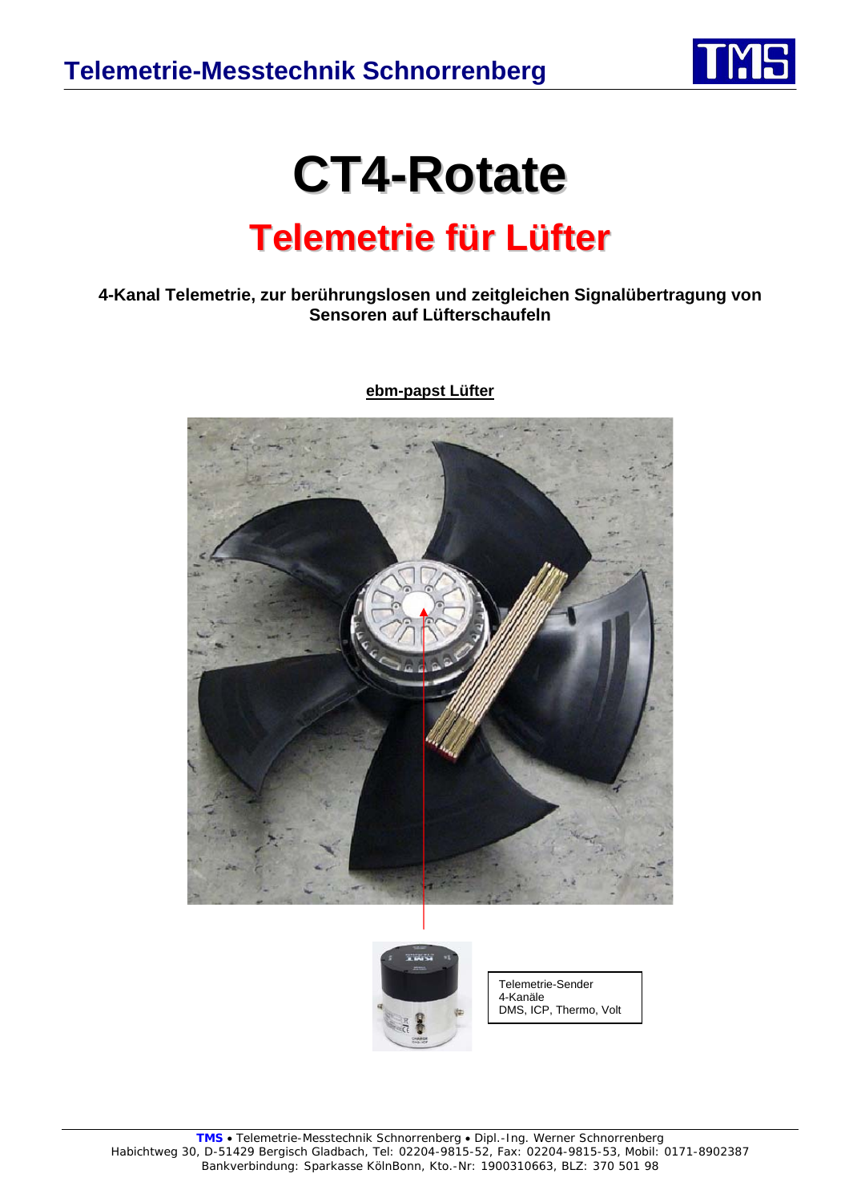# CT4-Rotate

## Telemetrie für Lüfter

**4-Kanal Telemetrie, zur berührungslosen und zeitgleichen Signalübertragung von Sensoren auf Lüfterschaufeln**

**ebm-papst Lüfter**

Telemetrie-Sender
4-Kanäle
DMS, ICP, Thermo, Volt

**TMS** • Telemetrie-Messtechnik Schnorrenberg • Dipl.-Ing. Werner Schnorrenberg
Habichtweg 30, D-51429 Bergisch Gladbach, Tel: 02204-9815-52, Fax: 02204-9815-53, Mobil: 0171-8902387
Bankverbindung: Sparkasse KölnBonn, Kto.-Nr: 1900310663, BLZ: 370 501 98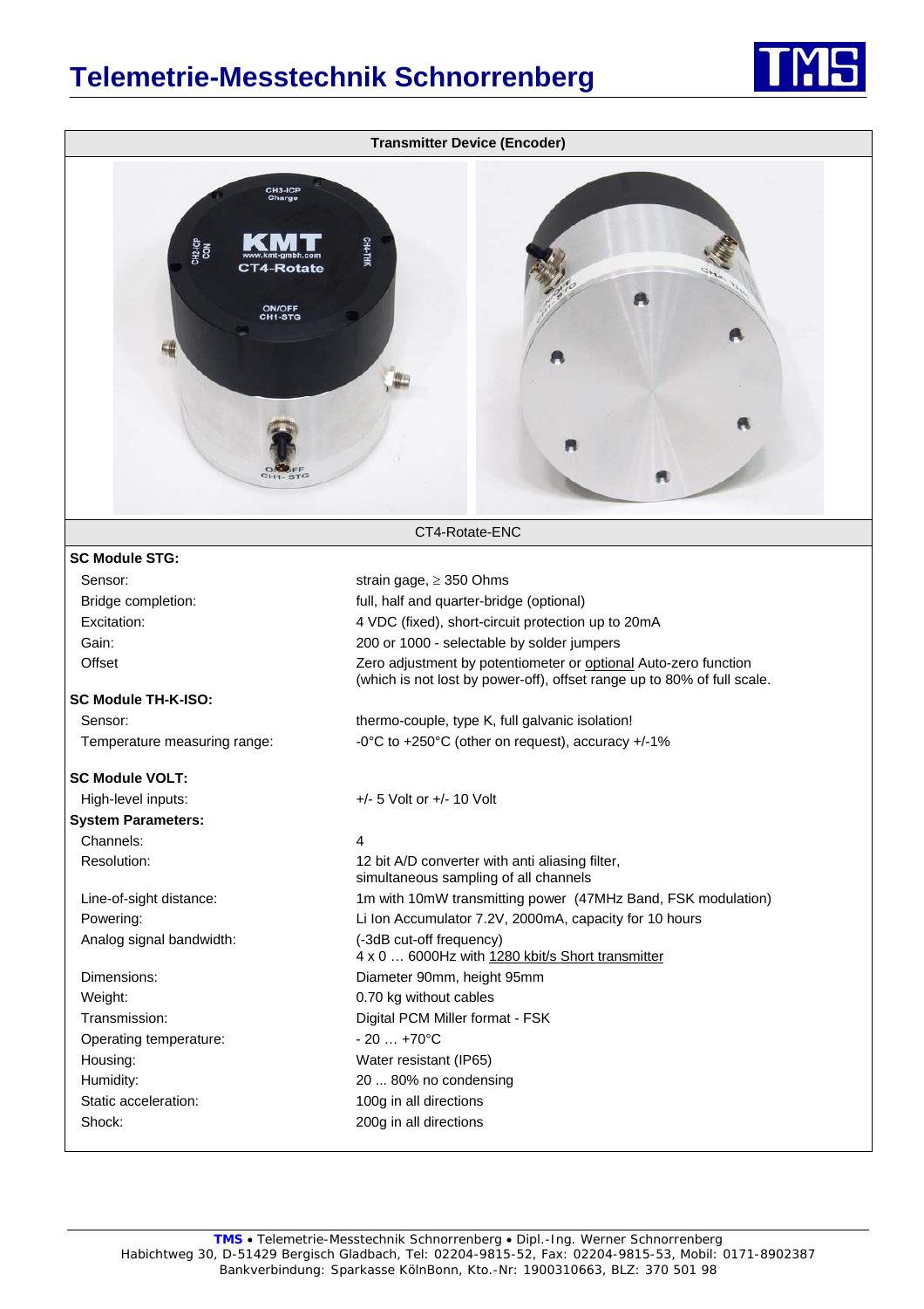# Telemetrie-Messtechnik Schnorrenberg

**Transmitter Device (Encoder)**

CT4-Rotate-ENC

**SC Module STG:**

| | |
|---|---|
| Sensor: | strain gage, ≥ 350 Ohms |
| Bridge completion: | full, half and quarter-bridge (optional) |
| Excitation: | 4 VDC (fixed), short-circuit protection up to 20mA |
| Gain: | 200 or 1000 - selectable by solder jumpers |
| Offset | Zero adjustment by potentiometer or optional Auto-zero function (which is not lost by power-off), offset range up to 80% of full scale. |

**SC Module TH-K-ISO:**

| | |
|---|---|
| Sensor: | thermo-couple, type K, full galvanic isolation! |
| Temperature measuring range: | -0°C to +250°C (other on request), accuracy +/-1% |

**SC Module VOLT:**

| | |
|---|---|
| High-level inputs: | +/- 5 Volt or +/- 10 Volt |

**System Parameters:**

| | |
|---|---|
| Channels: | 4 |
| Resolution: | 12 bit A/D converter with anti aliasing filter, simultaneous sampling of all channels |
| Line-of-sight distance: | 1m with 10mW transmitting power (47MHz Band, FSK modulation) |
| Powering: | Li Ion Accumulator 7.2V, 2000mA, capacity for 10 hours |
| Analog signal bandwidth: | (-3dB cut-off frequency) 4 x 0 … 6000Hz with 1280 kbit/s Short transmitter |
| Dimensions: | Diameter 90mm, height 95mm |
| Weight: | 0.70 kg without cables |
| Transmission: | Digital PCM Miller format - FSK |
| Operating temperature: | - 20 … +70°C |
| Housing: | Water resistant (IP65) |
| Humidity: | 20 ... 80% no condensing |
| Static acceleration: | 100g in all directions |
| Shock: | 200g in all directions |

**TMS** • Telemetrie-Messtechnik Schnorrenberg • Dipl.-Ing. Werner Schnorrenberg
Habichtweg 30, D-51429 Bergisch Gladbach, Tel: 02204-9815-52, Fax: 02204-9815-53, Mobil: 0171-8902387
Bankverbindung: Sparkasse KölnBonn, Kto.-Nr: 1900310663, BLZ: 370 501 98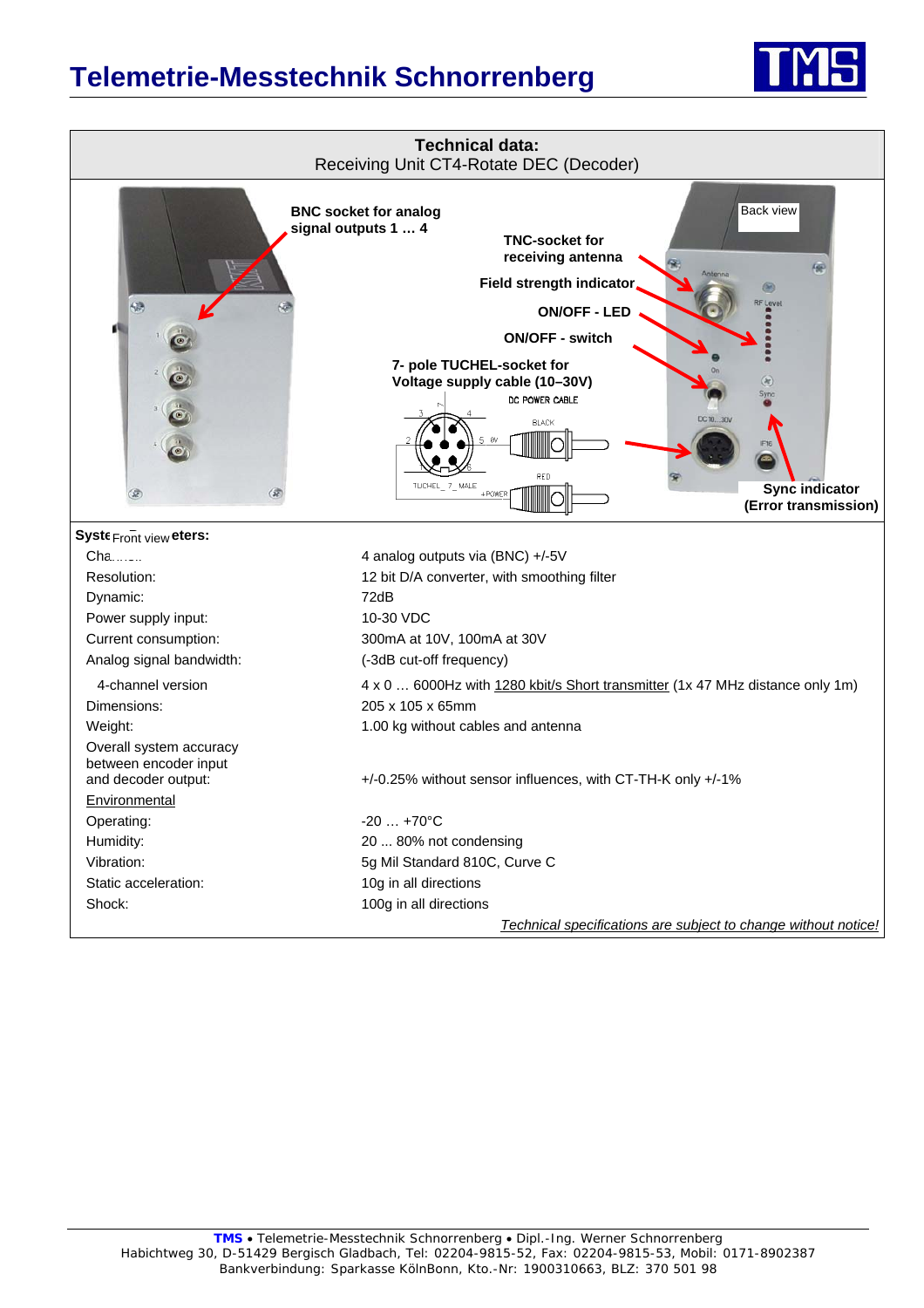# Telemetrie-Messtechnik Schnorrenberg

## Technical data:

Receiving Unit CT4-Rotate DEC (Decoder)

**BNC socket for analog signal outputs 1 … 4**

**TNC-socket for receiving antenna**

**Field strength indicator**

**ON/OFF - LED**

**ON/OFF - switch**

**7- pole TUCHEL-socket for Voltage supply cable (10–30V)**

DC POWER CABLE

BLACK

RED

+POWER

TUCHEL_ 7_ MALE

Back view

Front view

**Sync indicator (Error transmission)**

**System parameters:**

| | |
|---|---|
| Channels: | 4 analog outputs via (BNC) +/-5V |
| Resolution: | 12 bit D/A converter, with smoothing filter |
| Dynamic: | 72dB |
| Power supply input: | 10-30 VDC |
| Current consumption: | 300mA at 10V, 100mA at 30V |
| Analog signal bandwidth: | (-3dB cut-off frequency) |
| 4-channel version | 4 x 0 … 6000Hz with 1280 kbit/s Short transmitter (1x 47 MHz distance only 1m) |
| Dimensions: | 205 x 105 x 65mm |
| Weight: | 1.00 kg without cables and antenna |
| Overall system accuracy between encoder input and decoder output: | +/-0.25% without sensor influences, with CT-TH-K only +/-1% |
| Environmental | |
| Operating: | -20 … +70°C |
| Humidity: | 20 ... 80% not condensing |
| Vibration: | 5g Mil Standard 810C, Curve C |
| Static acceleration: | 10g in all directions |
| Shock: | 100g in all directions |

*Technical specifications are subject to change without notice!*

**TMS** • Telemetrie-Messtechnik Schnorrenberg • Dipl.-Ing. Werner Schnorrenberg
Habichtweg 30, D-51429 Bergisch Gladbach, Tel: 02204-9815-52, Fax: 02204-9815-53, Mobil: 0171-8902387
Bankverbindung: Sparkasse KölnBonn, Kto.-Nr: 1900310663, BLZ: 370 501 98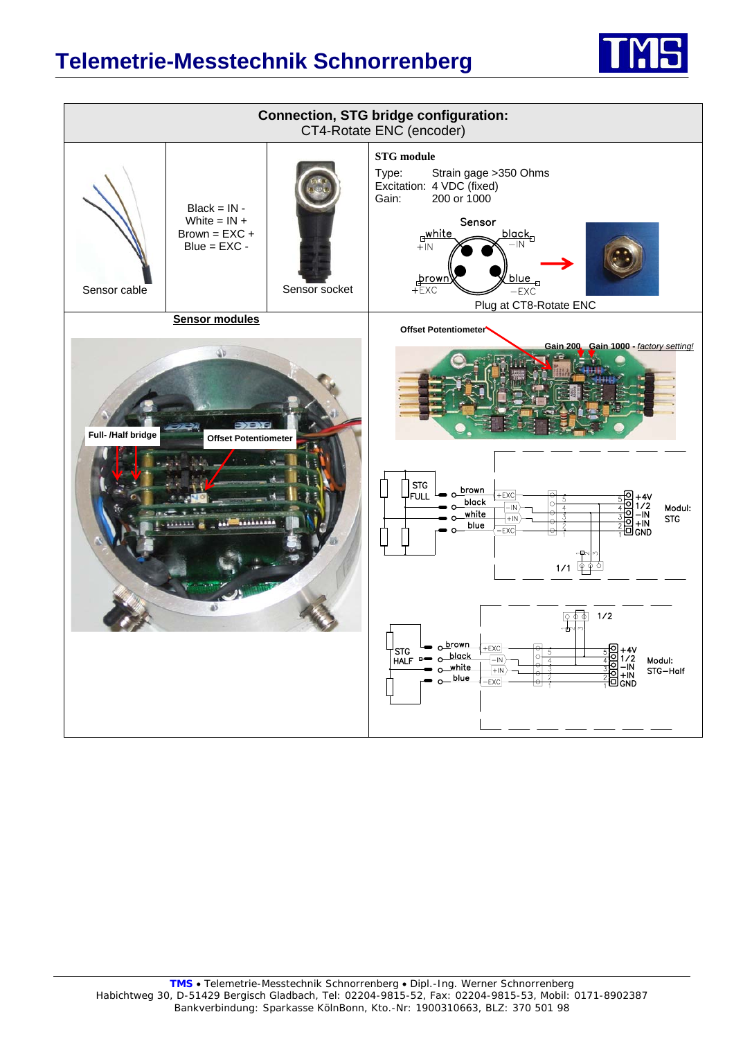## Connection, STG bridge configuration:

CT4-Rotate ENC (encoder)

| Sensor cable | Black = IN -<br>White = IN +<br>Brown = EXC +<br>Blue = EXC - | Sensor socket | **STG module**<br>Type: Strain gage >350 Ohms<br>Excitation: 4 VDC (fixed)<br>Gain: 200 or 1000<br><br>Plug at CT8-Rotate ENC |
|---|---|---|---|

**Sensor modules**

Full- /Half bridge

Offset Potentiometer

Offset Potentiometer

Gain 200 Gain 1000 - *factory setting!*

Modul: STG

Modul: STG–Half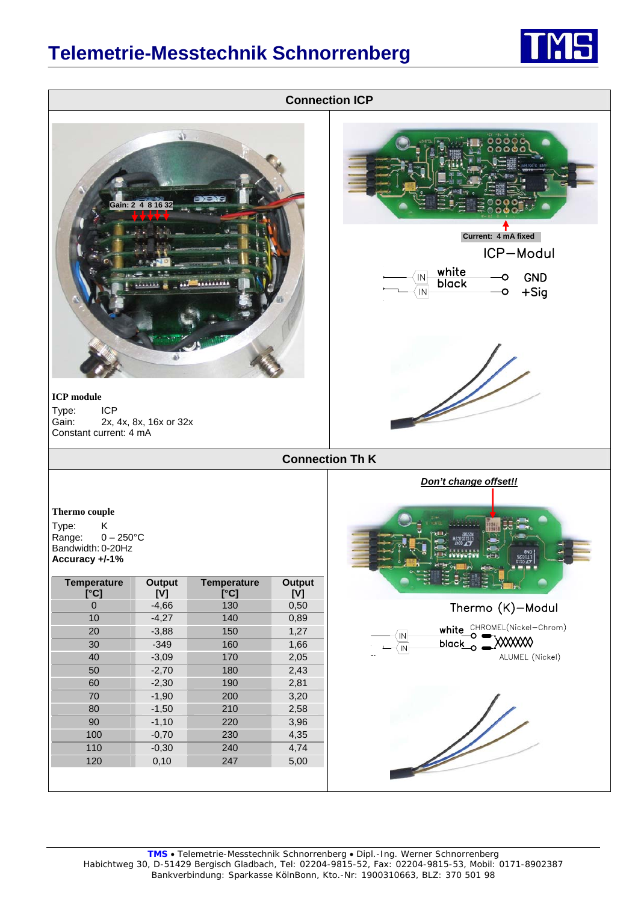# Telemetrie-Messtechnik Schnorrenberg

## Connection ICP

Gain: 2 4 8 16 32

Current: 4 mA fixed

ICP–Modul

IN white GND
IN black +Sig

**ICP module**

Type: ICP
Gain: 2x, 4x, 8x, 16x or 32x
Constant current: 4 mA

## Connection Th K

***Don't change offset!!***

**Thermo couple**

Type: K
Range: 0 – 250°C
Bandwidth: 0-20Hz
**Accuracy +/-1%**

| Temperature [°C] | Output [V] | Temperature [°C] | Output [V] |
|---|---|---|---|
| 0 | -4,66 | 130 | 0,50 |
| 10 | -4,27 | 140 | 0,89 |
| 20 | -3,88 | 150 | 1,27 |
| 30 | -349 | 160 | 1,66 |
| 40 | -3,09 | 170 | 2,05 |
| 50 | -2,70 | 180 | 2,43 |
| 60 | -2,30 | 190 | 2,81 |
| 70 | -1,90 | 200 | 3,20 |
| 80 | -1,50 | 210 | 2,58 |
| 90 | -1,10 | 220 | 3,96 |
| 100 | -0,70 | 230 | 4,35 |
| 110 | -0,30 | 240 | 4,74 |
| 120 | 0,10 | 247 | 5,00 |

Thermo (K)–Modul

IN white CHROMEL(Nickel–Chrom)
IN black ALUMEL (Nickel)

**TMS** • Telemetrie-Messtechnik Schnorrenberg • Dipl.-Ing. Werner Schnorrenberg
Habichtweg 30, D-51429 Bergisch Gladbach, Tel: 02204-9815-52, Fax: 02204-9815-53, Mobil: 0171-8902387
Bankverbindung: Sparkasse KölnBonn, Kto.-Nr: 1900310663, BLZ: 370 501 98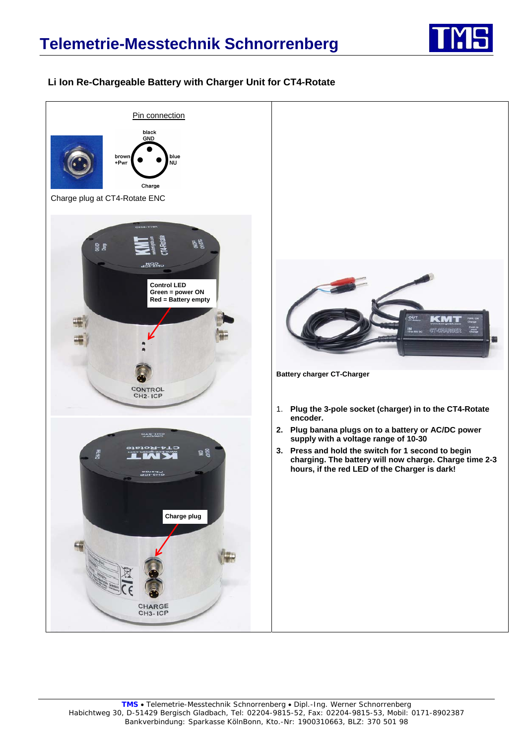### Li Ion Re-Chargeable Battery with Charger Unit for CT4-Rotate

Pin connection

black GND

brown +Pwr

blue NU

Charge

Charge plug at CT4-Rotate ENC

Control LED
Green = power ON
Red = Battery empty

Charge plug

**Battery charger CT-Charger**

1. **Plug the 3-pole socket (charger) in to the CT4-Rotate encoder.**
2. **Plug banana plugs on to a battery or AC/DC power supply with a voltage range of 10-30**
3. **Press and hold the switch for 1 second to begin charging. The battery will now charge. Charge time 2-3 hours, if the red LED of the Charger is dark!**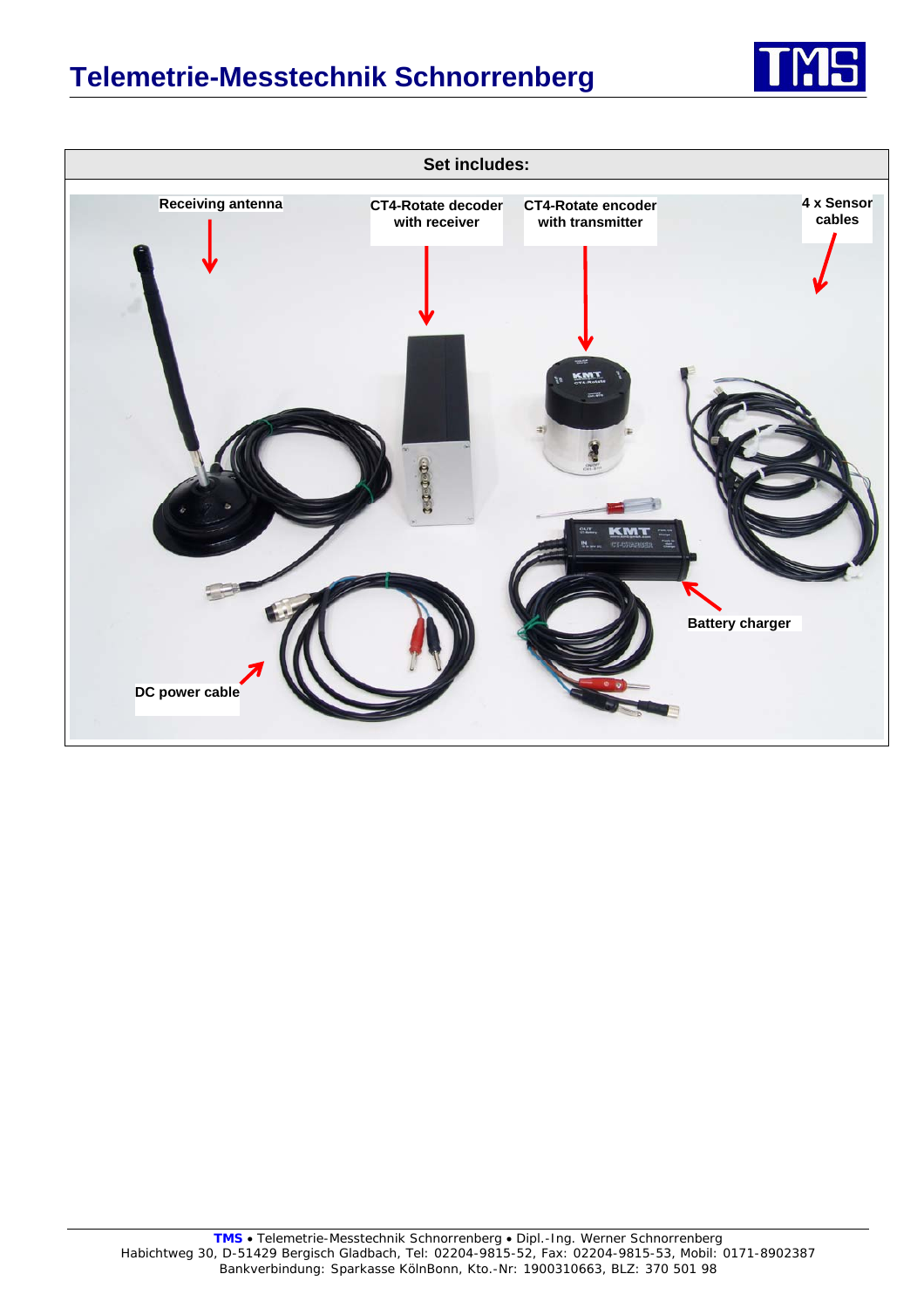# Telemetrie-Messtechnik Schnorrenberg

**Set includes:**

Receiving antenna

CT4-Rotate decoder with receiver

CT4-Rotate encoder with transmitter

4 x Sensor cables

Battery charger

DC power cable

**TMS** • Telemetrie-Messtechnik Schnorrenberg • Dipl.-Ing. Werner Schnorrenberg
Habichtweg 30, D-51429 Bergisch Gladbach, Tel: 02204-9815-52, Fax: 02204-9815-53, Mobil: 0171-8902387
Bankverbindung: Sparkasse KölnBonn, Kto.-Nr: 1900310663, BLZ: 370 501 98